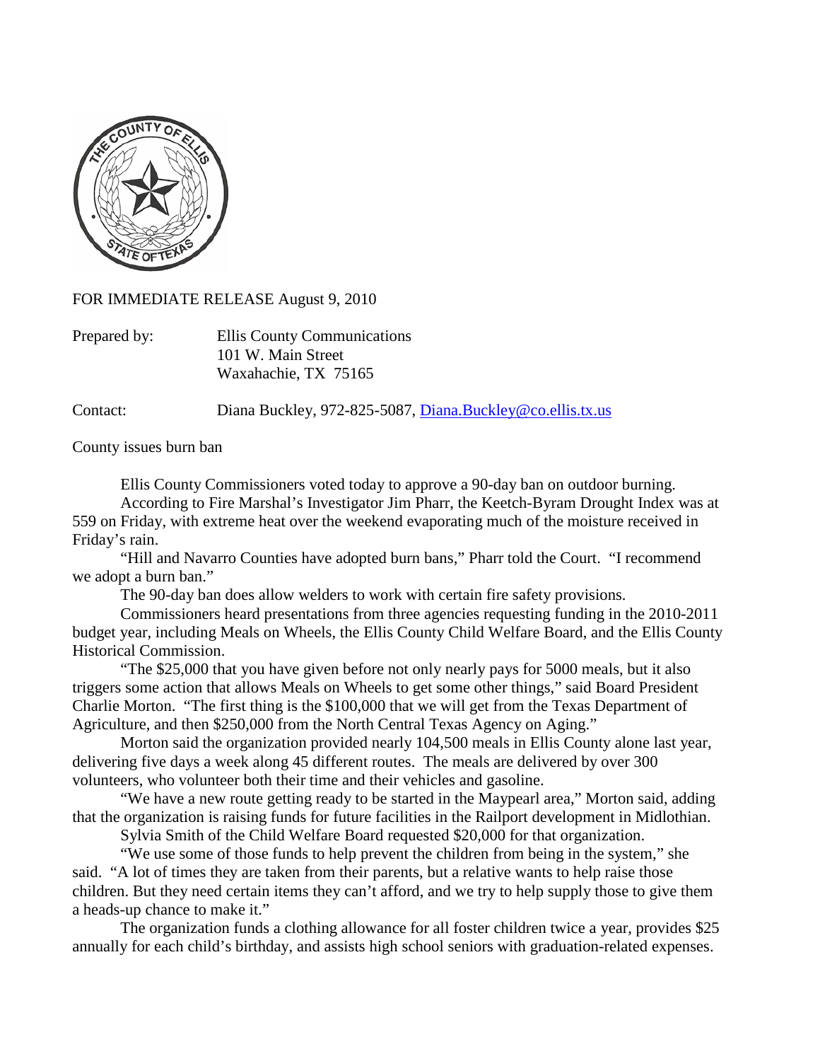FOR IMMEDIATE RELEASE August 9, 2010

Prepared by: Ellis County Communications
101 W. Main Street
Waxahachie, TX 75165

Contact: Diana Buckley, 972-825-5087, Diana.Buckley@co.ellis.tx.us

County issues burn ban

Ellis County Commissioners voted today to approve a 90-day ban on outdoor burning.

According to Fire Marshal's Investigator Jim Pharr, the Keetch-Byram Drought Index was at 559 on Friday, with extreme heat over the weekend evaporating much of the moisture received in Friday's rain.

"Hill and Navarro Counties have adopted burn bans," Pharr told the Court. "I recommend we adopt a burn ban."

The 90-day ban does allow welders to work with certain fire safety provisions.

Commissioners heard presentations from three agencies requesting funding in the 2010-2011 budget year, including Meals on Wheels, the Ellis County Child Welfare Board, and the Ellis County Historical Commission.

"The $25,000 that you have given before not only nearly pays for 5000 meals, but it also triggers some action that allows Meals on Wheels to get some other things," said Board President Charlie Morton. "The first thing is the $100,000 that we will get from the Texas Department of Agriculture, and then $250,000 from the North Central Texas Agency on Aging."

Morton said the organization provided nearly 104,500 meals in Ellis County alone last year, delivering five days a week along 45 different routes. The meals are delivered by over 300 volunteers, who volunteer both their time and their vehicles and gasoline.

"We have a new route getting ready to be started in the Maypearl area," Morton said, adding that the organization is raising funds for future facilities in the Railport development in Midlothian.

Sylvia Smith of the Child Welfare Board requested $20,000 for that organization.

"We use some of those funds to help prevent the children from being in the system," she said. "A lot of times they are taken from their parents, but a relative wants to help raise those children. But they need certain items they can't afford, and we try to help supply those to give them a heads-up chance to make it."

The organization funds a clothing allowance for all foster children twice a year, provides $25 annually for each child's birthday, and assists high school seniors with graduation-related expenses.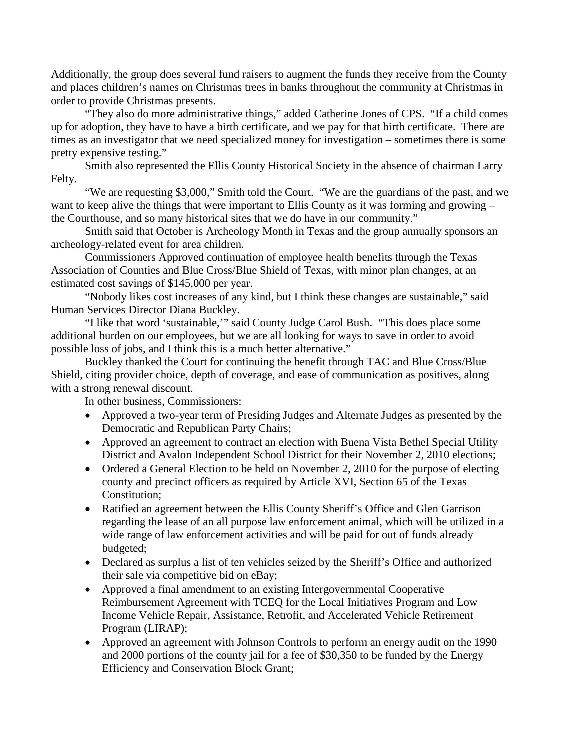Additionally, the group does several fund raisers to augment the funds they receive from the County and places children's names on Christmas trees in banks throughout the community at Christmas in order to provide Christmas presents.

"They also do more administrative things," added Catherine Jones of CPS. "If a child comes up for adoption, they have to have a birth certificate, and we pay for that birth certificate. There are times as an investigator that we need specialized money for investigation – sometimes there is some pretty expensive testing."

Smith also represented the Ellis County Historical Society in the absence of chairman Larry Felty.

"We are requesting $3,000," Smith told the Court. "We are the guardians of the past, and we want to keep alive the things that were important to Ellis County as it was forming and growing – the Courthouse, and so many historical sites that we do have in our community."

Smith said that October is Archeology Month in Texas and the group annually sponsors an archeology-related event for area children.

Commissioners Approved continuation of employee health benefits through the Texas Association of Counties and Blue Cross/Blue Shield of Texas, with minor plan changes, at an estimated cost savings of $145,000 per year.

"Nobody likes cost increases of any kind, but I think these changes are sustainable," said Human Services Director Diana Buckley.

"I like that word 'sustainable,'" said County Judge Carol Bush. "This does place some additional burden on our employees, but we are all looking for ways to save in order to avoid possible loss of jobs, and I think this is a much better alternative."

Buckley thanked the Court for continuing the benefit through TAC and Blue Cross/Blue Shield, citing provider choice, depth of coverage, and ease of communication as positives, along with a strong renewal discount.

In other business, Commissioners:

- Approved a two-year term of Presiding Judges and Alternate Judges as presented by the Democratic and Republican Party Chairs;
- Approved an agreement to contract an election with Buena Vista Bethel Special Utility District and Avalon Independent School District for their November 2, 2010 elections;
- Ordered a General Election to be held on November 2, 2010 for the purpose of electing county and precinct officers as required by Article XVI, Section 65 of the Texas Constitution;
- Ratified an agreement between the Ellis County Sheriff's Office and Glen Garrison regarding the lease of an all purpose law enforcement animal, which will be utilized in a wide range of law enforcement activities and will be paid for out of funds already budgeted;
- Declared as surplus a list of ten vehicles seized by the Sheriff's Office and authorized their sale via competitive bid on eBay;
- Approved a final amendment to an existing Intergovernmental Cooperative Reimbursement Agreement with TCEQ for the Local Initiatives Program and Low Income Vehicle Repair, Assistance, Retrofit, and Accelerated Vehicle Retirement Program (LIRAP);
- Approved an agreement with Johnson Controls to perform an energy audit on the 1990 and 2000 portions of the county jail for a fee of $30,350 to be funded by the Energy Efficiency and Conservation Block Grant;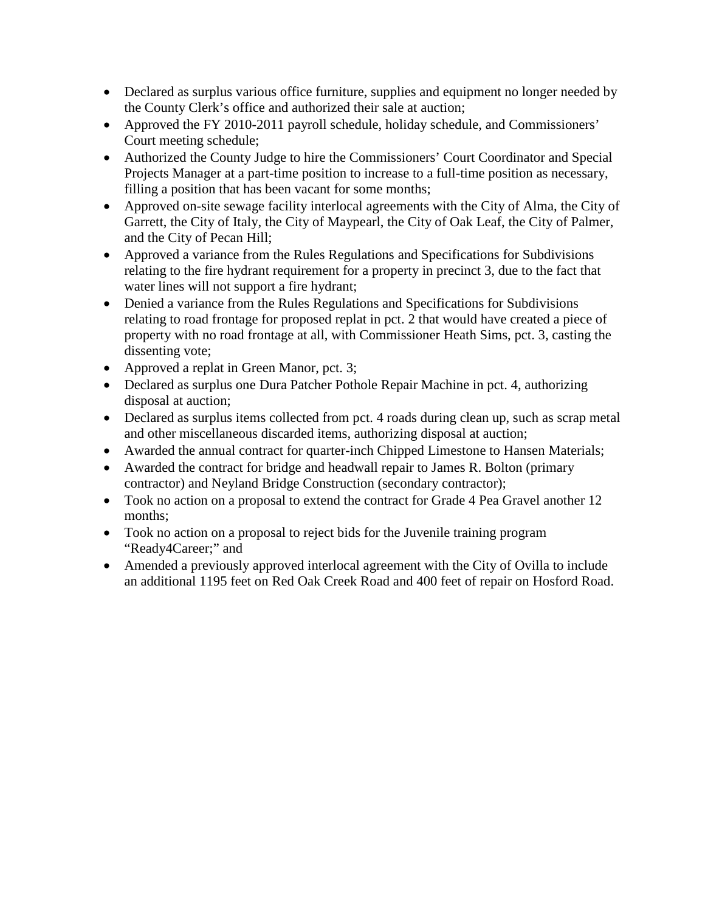- Declared as surplus various office furniture, supplies and equipment no longer needed by the County Clerk's office and authorized their sale at auction;
- Approved the FY 2010-2011 payroll schedule, holiday schedule, and Commissioners' Court meeting schedule;
- Authorized the County Judge to hire the Commissioners' Court Coordinator and Special Projects Manager at a part-time position to increase to a full-time position as necessary, filling a position that has been vacant for some months;
- Approved on-site sewage facility interlocal agreements with the City of Alma, the City of Garrett, the City of Italy, the City of Maypearl, the City of Oak Leaf, the City of Palmer, and the City of Pecan Hill;
- Approved a variance from the Rules Regulations and Specifications for Subdivisions relating to the fire hydrant requirement for a property in precinct 3, due to the fact that water lines will not support a fire hydrant;
- Denied a variance from the Rules Regulations and Specifications for Subdivisions relating to road frontage for proposed replat in pct. 2 that would have created a piece of property with no road frontage at all, with Commissioner Heath Sims, pct. 3, casting the dissenting vote;
- Approved a replat in Green Manor, pct. 3;
- Declared as surplus one Dura Patcher Pothole Repair Machine in pct. 4, authorizing disposal at auction;
- Declared as surplus items collected from pct. 4 roads during clean up, such as scrap metal and other miscellaneous discarded items, authorizing disposal at auction;
- Awarded the annual contract for quarter-inch Chipped Limestone to Hansen Materials;
- Awarded the contract for bridge and headwall repair to James R. Bolton (primary contractor) and Neyland Bridge Construction (secondary contractor);
- Took no action on a proposal to extend the contract for Grade 4 Pea Gravel another 12 months;
- Took no action on a proposal to reject bids for the Juvenile training program "Ready4Career;" and
- Amended a previously approved interlocal agreement with the City of Ovilla to include an additional 1195 feet on Red Oak Creek Road and 400 feet of repair on Hosford Road.